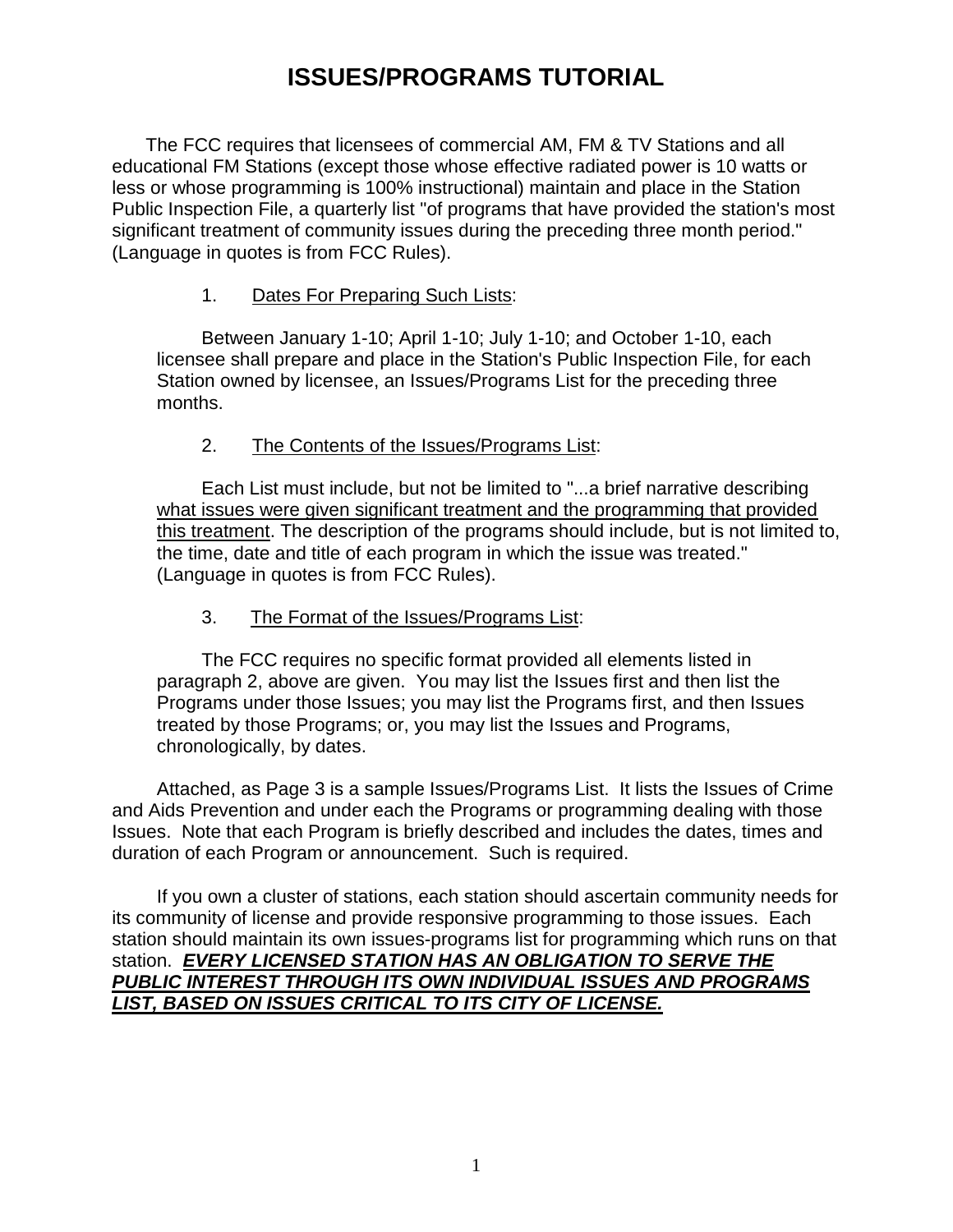# ISSUES/PROGRAMS TUTORIAL

The FCC requires that licensees of commercial AM, FM & TV Stations and all educational FM Stations (except those whose effective radiated power is 10 watts or less or whose programming is 100% instructional) maintain and place in the Station Public Inspection File, a quarterly list "of programs that have provided the station's most significant treatment of community issues during the preceding three month period." (Language in quotes is from FCC Rules).

1. <u>Dates For Preparing Such Lists</u>:

   Between January 1-10; April 1-10; July 1-10; and October 1-10, each licensee shall prepare and place in the Station's Public Inspection File, for each Station owned by licensee, an Issues/Programs List for the preceding three months.

2. <u>The Contents of the Issues/Programs List</u>:

   Each List must include, but not be limited to "...a brief narrative describing <u>what issues were given significant treatment and the programming that provided this treatment</u>. The description of the programs should include, but is not limited to, the time, date and title of each program in which the issue was treated." (Language in quotes is from FCC Rules).

3. <u>The Format of the Issues/Programs List</u>:

   The FCC requires no specific format provided all elements listed in paragraph 2, above are given. You may list the Issues first and then list the Programs under those Issues; you may list the Programs first, and then Issues treated by those Programs; or, you may list the Issues and Programs, chronologically, by dates.

Attached, as Page 3 is a sample Issues/Programs List. It lists the Issues of Crime and Aids Prevention and under each the Programs or programming dealing with those Issues. Note that each Program is briefly described and includes the dates, times and duration of each Program or announcement. Such is required.

If you own a cluster of stations, each station should ascertain community needs for its community of license and provide responsive programming to those issues. Each station should maintain its own issues-programs list for programming which runs on that station. <u>***EVERY LICENSED STATION HAS AN OBLIGATION TO SERVE THE PUBLIC INTEREST THROUGH ITS OWN INDIVIDUAL ISSUES AND PROGRAMS LIST, BASED ON ISSUES CRITICAL TO ITS CITY OF LICENSE.***</u>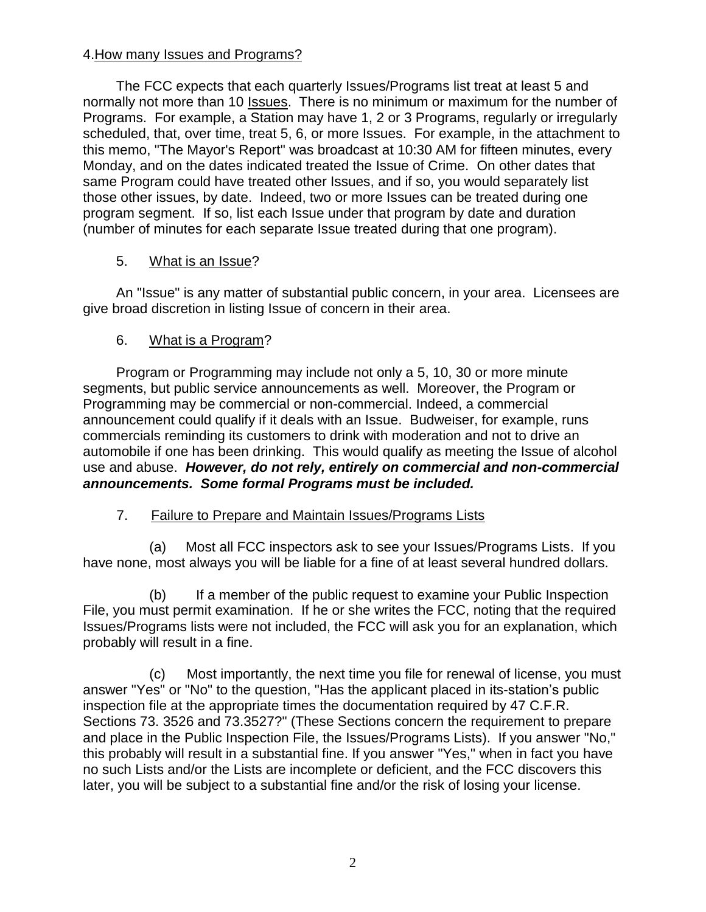4. <u>How many Issues and Programs?</u>

The FCC expects that each quarterly Issues/Programs list treat at least 5 and normally not more than 10 <u>Issues</u>. There is no minimum or maximum for the number of Programs. For example, a Station may have 1, 2 or 3 Programs, regularly or irregularly scheduled, that, over time, treat 5, 6, or more Issues. For example, in the attachment to this memo, "The Mayor's Report" was broadcast at 10:30 AM for fifteen minutes, every Monday, and on the dates indicated treated the Issue of Crime. On other dates that same Program could have treated other Issues, and if so, you would separately list those other issues, by date. Indeed, two or more Issues can be treated during one program segment. If so, list each Issue under that program by date and duration (number of minutes for each separate Issue treated during that one program).

5. <u>What is an Issue</u>?

An "Issue" is any matter of substantial public concern, in your area. Licensees are give broad discretion in listing Issue of concern in their area.

6. <u>What is a Program</u>?

Program or Programming may include not only a 5, 10, 30 or more minute segments, but public service announcements as well. Moreover, the Program or Programming may be commercial or non-commercial. Indeed, a commercial announcement could qualify if it deals with an Issue. Budweiser, for example, runs commercials reminding its customers to drink with moderation and not to drive an automobile if one has been drinking. This would qualify as meeting the Issue of alcohol use and abuse. ***However, do not rely, entirely on commercial and non-commercial announcements. Some formal Programs must be included.***

7. <u>Failure to Prepare and Maintain Issues/Programs Lists</u>

(a) Most all FCC inspectors ask to see your Issues/Programs Lists. If you have none, most always you will be liable for a fine of at least several hundred dollars.

(b) If a member of the public request to examine your Public Inspection File, you must permit examination. If he or she writes the FCC, noting that the required Issues/Programs lists were not included, the FCC will ask you for an explanation, which probably will result in a fine.

(c) Most importantly, the next time you file for renewal of license, you must answer "Yes" or "No" to the question, "Has the applicant placed in its-station's public inspection file at the appropriate times the documentation required by 47 C.F.R. Sections 73. 3526 and 73.3527?" (These Sections concern the requirement to prepare and place in the Public Inspection File, the Issues/Programs Lists). If you answer "No," this probably will result in a substantial fine. If you answer "Yes," when in fact you have no such Lists and/or the Lists are incomplete or deficient, and the FCC discovers this later, you will be subject to a substantial fine and/or the risk of losing your license.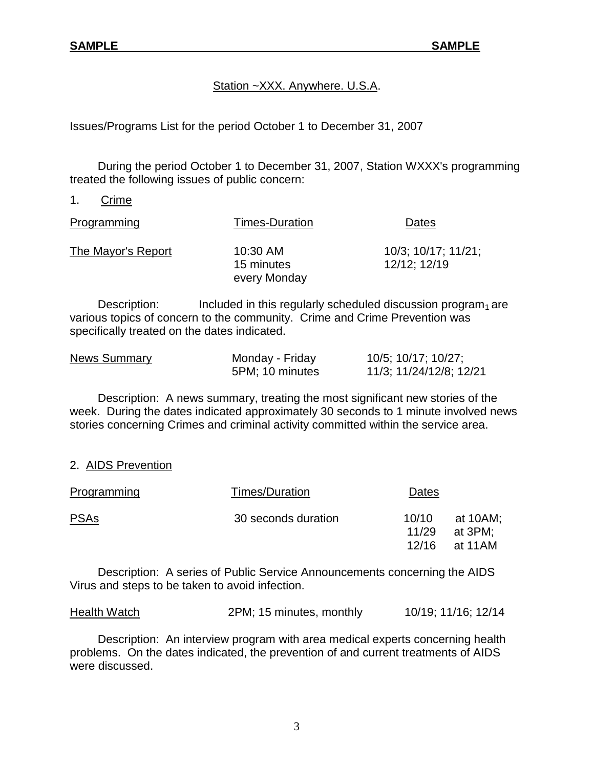**SAMPLE** **SAMPLE**

Station ~XXX. Anywhere. U.S.A.

Issues/Programs List for the period October 1 to December 31, 2007

During the period October 1 to December 31, 2007, Station WXXX's programming treated the following issues of public concern:

1. Crime

| Programming | Times-Duration | Dates |
| --- | --- | --- |
| The Mayor's Report | 10:30 AM<br>15 minutes<br>every Monday | 10/3; 10/17; 11/21;<br>12/12; 12/19 |

Description: Included in this regularly scheduled discussion program, are various topics of concern to the community. Crime and Crime Prevention was specifically treated on the dates indicated.

| | | |
| --- | --- | --- |
| News Summary | Monday - Friday<br>5PM; 10 minutes | 10/5; 10/17; 10/27;<br>11/3; 11/24/12/8; 12/21 |

Description: A news summary, treating the most significant new stories of the week. During the dates indicated approximately 30 seconds to 1 minute involved news stories concerning Crimes and criminal activity committed within the service area.

2. AIDS Prevention

| Programming | Times/Duration | Dates |
| --- | --- | --- |
| PSAs | 30 seconds duration | 10/10 at 10AM;<br>11/29 at 3PM;<br>12/16 at 11AM |

Description: A series of Public Service Announcements concerning the AIDS Virus and steps to be taken to avoid infection.

| | | |
| --- | --- | --- |
| Health Watch | 2PM; 15 minutes, monthly | 10/19; 11/16; 12/14 |

Description: An interview program with area medical experts concerning health problems. On the dates indicated, the prevention of and current treatments of AIDS were discussed.